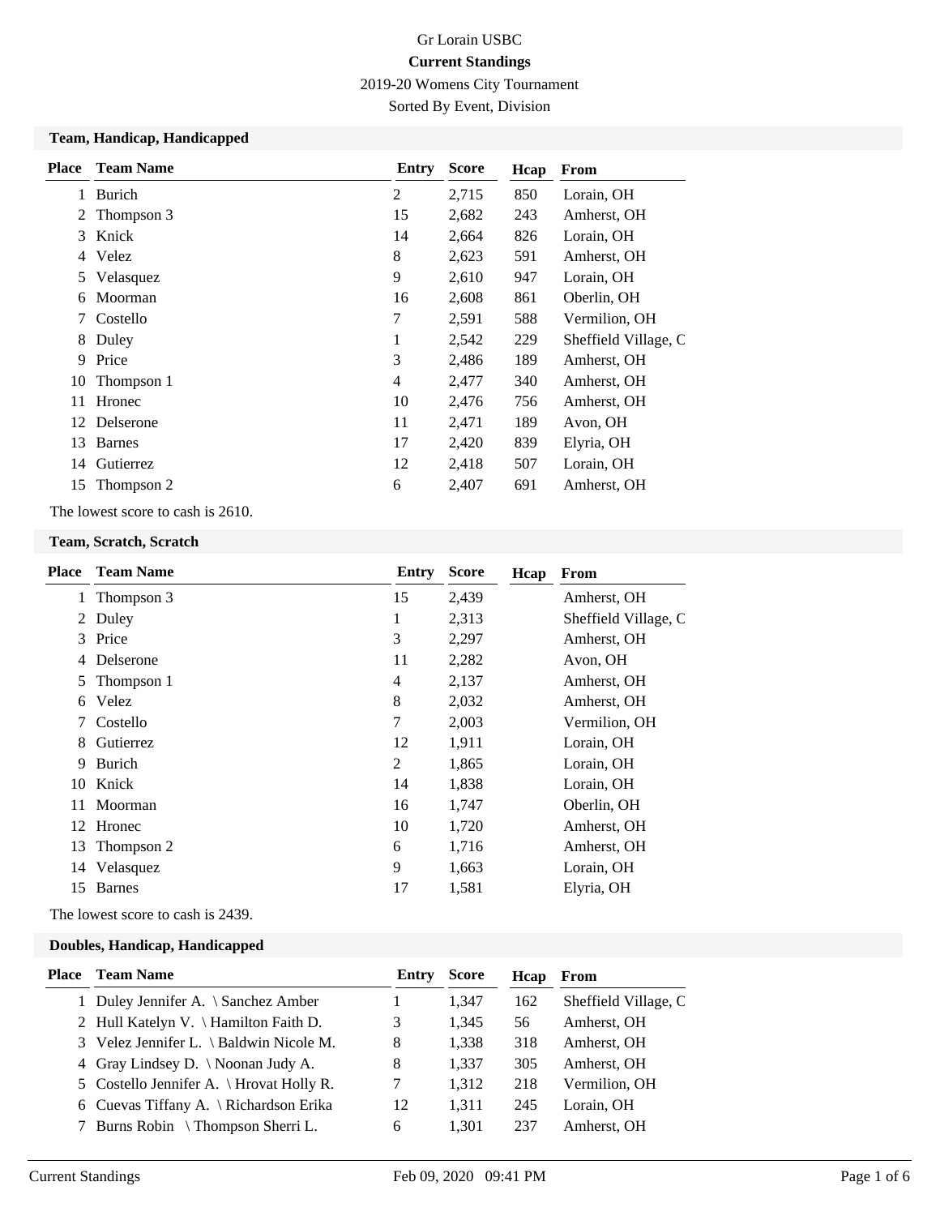Gr Lorain USBC

**Current Standings**

2019-20 Womens City Tournament

Sorted By Event, Division

## Team, Handicap, Handicapped

| Place | Team Name | Entry | Score | Hcap | From |
|---|---|---|---|---|---|
| 1 | Burich | 2 | 2,715 | 850 | Lorain, OH |
| 2 | Thompson 3 | 15 | 2,682 | 243 | Amherst, OH |
| 3 | Knick | 14 | 2,664 | 826 | Lorain, OH |
| 4 | Velez | 8 | 2,623 | 591 | Amherst, OH |
| 5 | Velasquez | 9 | 2,610 | 947 | Lorain, OH |
| 6 | Moorman | 16 | 2,608 | 861 | Oberlin, OH |
| 7 | Costello | 7 | 2,591 | 588 | Vermilion, OH |
| 8 | Duley | 1 | 2,542 | 229 | Sheffield Village, C |
| 9 | Price | 3 | 2,486 | 189 | Amherst, OH |
| 10 | Thompson 1 | 4 | 2,477 | 340 | Amherst, OH |
| 11 | Hronec | 10 | 2,476 | 756 | Amherst, OH |
| 12 | Delserone | 11 | 2,471 | 189 | Avon, OH |
| 13 | Barnes | 17 | 2,420 | 839 | Elyria, OH |
| 14 | Gutierrez | 12 | 2,418 | 507 | Lorain, OH |
| 15 | Thompson 2 | 6 | 2,407 | 691 | Amherst, OH |

The lowest score to cash is 2610.

## Team, Scratch, Scratch

| Place | Team Name | Entry | Score | Hcap | From |
|---|---|---|---|---|---|
| 1 | Thompson 3 | 15 | 2,439 | | Amherst, OH |
| 2 | Duley | 1 | 2,313 | | Sheffield Village, C |
| 3 | Price | 3 | 2,297 | | Amherst, OH |
| 4 | Delserone | 11 | 2,282 | | Avon, OH |
| 5 | Thompson 1 | 4 | 2,137 | | Amherst, OH |
| 6 | Velez | 8 | 2,032 | | Amherst, OH |
| 7 | Costello | 7 | 2,003 | | Vermilion, OH |
| 8 | Gutierrez | 12 | 1,911 | | Lorain, OH |
| 9 | Burich | 2 | 1,865 | | Lorain, OH |
| 10 | Knick | 14 | 1,838 | | Lorain, OH |
| 11 | Moorman | 16 | 1,747 | | Oberlin, OH |
| 12 | Hronec | 10 | 1,720 | | Amherst, OH |
| 13 | Thompson 2 | 6 | 1,716 | | Amherst, OH |
| 14 | Velasquez | 9 | 1,663 | | Lorain, OH |
| 15 | Barnes | 17 | 1,581 | | Elyria, OH |

The lowest score to cash is 2439.

## Doubles, Handicap, Handicapped

| Place | Team Name | Entry | Score | Hcap | From |
|---|---|---|---|---|---|
| 1 | Duley Jennifer A. \ Sanchez Amber | 1 | 1,347 | 162 | Sheffield Village, C |
| 2 | Hull Katelyn V. \ Hamilton Faith D. | 3 | 1,345 | 56 | Amherst, OH |
| 3 | Velez Jennifer L. \ Baldwin Nicole M. | 8 | 1,338 | 318 | Amherst, OH |
| 4 | Gray Lindsey D. \ Noonan Judy A. | 8 | 1,337 | 305 | Amherst, OH |
| 5 | Costello Jennifer A. \ Hrovat Holly R. | 7 | 1,312 | 218 | Vermilion, OH |
| 6 | Cuevas Tiffany A. \ Richardson Erika | 12 | 1,311 | 245 | Lorain, OH |
| 7 | Burns Robin \ Thompson Sherri L. | 6 | 1,301 | 237 | Amherst, OH |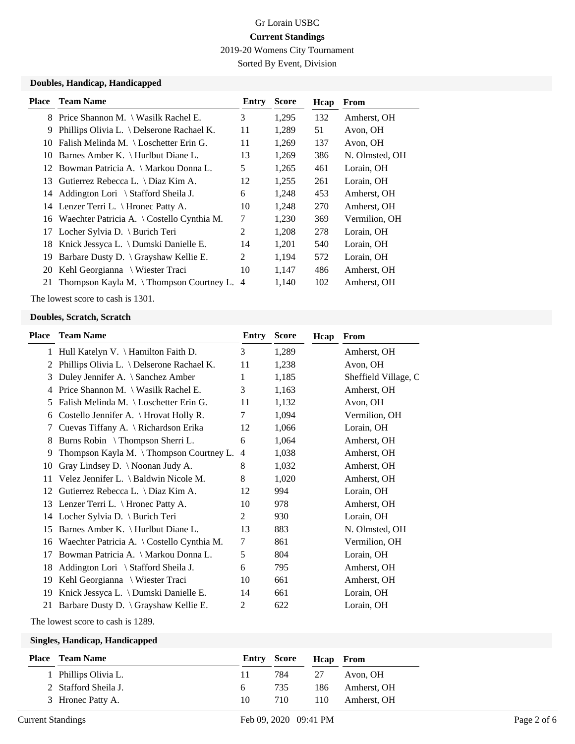Gr Lorain USBC

**Current Standings**

2019-20 Womens City Tournament

Sorted By Event, Division

### Doubles, Handicap, Handicapped

| Place | Team Name | Entry | Score | Hcap | From |
|---|---|---|---|---|---|
| 8 | Price Shannon M. \ Wasilk Rachel E. | 3 | 1,295 | 132 | Amherst, OH |
| 9 | Phillips Olivia L. \ Delserone Rachael K. | 11 | 1,289 | 51 | Avon, OH |
| 10 | Falish Melinda M. \ Loschetter Erin G. | 11 | 1,269 | 137 | Avon, OH |
| 10 | Barnes Amber K. \ Hurlbut Diane L. | 13 | 1,269 | 386 | N. Olmsted, OH |
| 12 | Bowman Patricia A. \ Markou Donna L. | 5 | 1,265 | 461 | Lorain, OH |
| 13 | Gutierrez Rebecca L. \ Diaz Kim A. | 12 | 1,255 | 261 | Lorain, OH |
| 14 | Addington Lori \ Stafford Sheila J. | 6 | 1,248 | 453 | Amherst, OH |
| 14 | Lenzer Terri L. \ Hronec Patty A. | 10 | 1,248 | 270 | Amherst, OH |
| 16 | Waechter Patricia A. \ Costello Cynthia M. | 7 | 1,230 | 369 | Vermilion, OH |
| 17 | Locher Sylvia D. \ Burich Teri | 2 | 1,208 | 278 | Lorain, OH |
| 18 | Knick Jessyca L. \ Dumski Danielle E. | 14 | 1,201 | 540 | Lorain, OH |
| 19 | Barbare Dusty D. \ Grayshaw Kellie E. | 2 | 1,194 | 572 | Lorain, OH |
| 20 | Kehl Georgianna \ Wiester Traci | 10 | 1,147 | 486 | Amherst, OH |
| 21 | Thompson Kayla M. \ Thompson Courtney L. | 4 | 1,140 | 102 | Amherst, OH |

The lowest score to cash is 1301.

### Doubles, Scratch, Scratch

| Place | Team Name | Entry | Score | Hcap | From |
|---|---|---|---|---|---|
| 1 | Hull Katelyn V. \ Hamilton Faith D. | 3 | 1,289 | | Amherst, OH |
| 2 | Phillips Olivia L. \ Delserone Rachael K. | 11 | 1,238 | | Avon, OH |
| 3 | Duley Jennifer A. \ Sanchez Amber | 1 | 1,185 | | Sheffield Village, C |
| 4 | Price Shannon M. \ Wasilk Rachel E. | 3 | 1,163 | | Amherst, OH |
| 5 | Falish Melinda M. \ Loschetter Erin G. | 11 | 1,132 | | Avon, OH |
| 6 | Costello Jennifer A. \ Hrovat Holly R. | 7 | 1,094 | | Vermilion, OH |
| 7 | Cuevas Tiffany A. \ Richardson Erika | 12 | 1,066 | | Lorain, OH |
| 8 | Burns Robin \ Thompson Sherri L. | 6 | 1,064 | | Amherst, OH |
| 9 | Thompson Kayla M. \ Thompson Courtney L. | 4 | 1,038 | | Amherst, OH |
| 10 | Gray Lindsey D. \ Noonan Judy A. | 8 | 1,032 | | Amherst, OH |
| 11 | Velez Jennifer L. \ Baldwin Nicole M. | 8 | 1,020 | | Amherst, OH |
| 12 | Gutierrez Rebecca L. \ Diaz Kim A. | 12 | 994 | | Lorain, OH |
| 13 | Lenzer Terri L. \ Hronec Patty A. | 10 | 978 | | Amherst, OH |
| 14 | Locher Sylvia D. \ Burich Teri | 2 | 930 | | Lorain, OH |
| 15 | Barnes Amber K. \ Hurlbut Diane L. | 13 | 883 | | N. Olmsted, OH |
| 16 | Waechter Patricia A. \ Costello Cynthia M. | 7 | 861 | | Vermilion, OH |
| 17 | Bowman Patricia A. \ Markou Donna L. | 5 | 804 | | Lorain, OH |
| 18 | Addington Lori \ Stafford Sheila J. | 6 | 795 | | Amherst, OH |
| 19 | Kehl Georgianna \ Wiester Traci | 10 | 661 | | Amherst, OH |
| 19 | Knick Jessyca L. \ Dumski Danielle E. | 14 | 661 | | Lorain, OH |
| 21 | Barbare Dusty D. \ Grayshaw Kellie E. | 2 | 622 | | Lorain, OH |

The lowest score to cash is 1289.

### Singles, Handicap, Handicapped

| Place | Team Name | Entry | Score | Hcap | From |
|---|---|---|---|---|---|
| 1 | Phillips Olivia L. | 11 | 784 | 27 | Avon, OH |
| 2 | Stafford Sheila J. | 6 | 735 | 186 | Amherst, OH |
| 3 | Hronec Patty A. | 10 | 710 | 110 | Amherst, OH |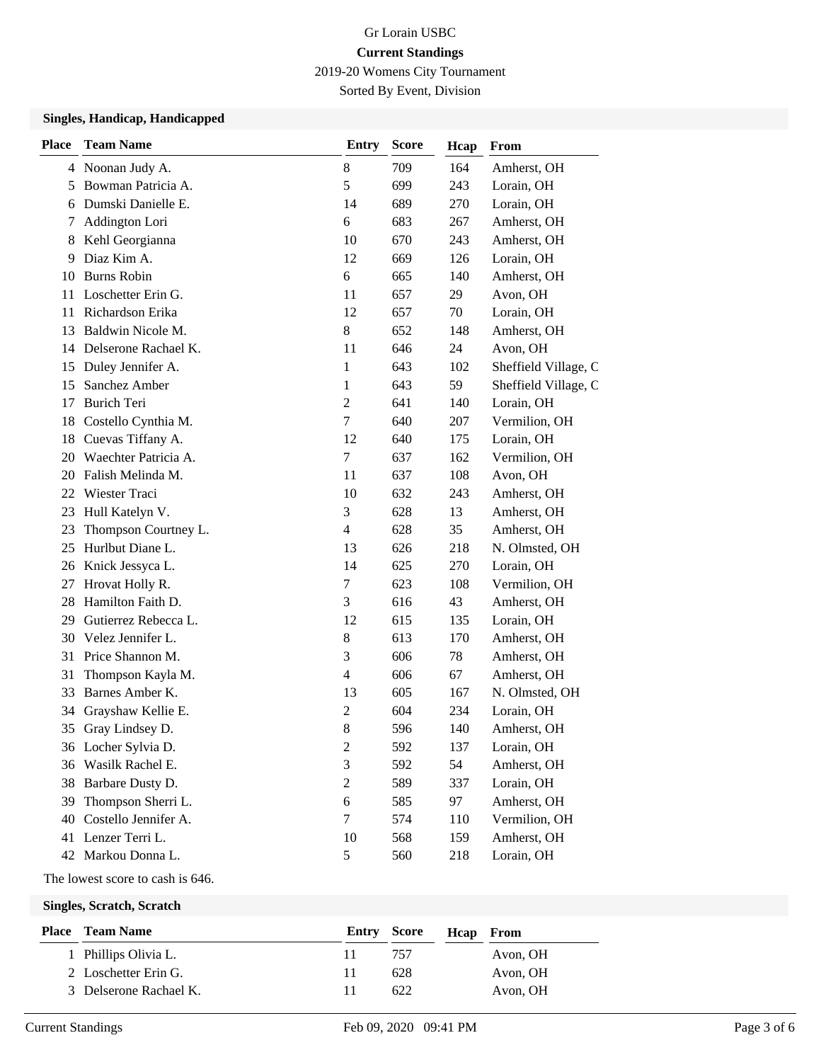Gr Lorain USBC

**Current Standings**

2019-20 Womens City Tournament

Sorted By Event, Division

### Singles, Handicap, Handicapped

| Place | Team Name | Entry | Score | Hcap | From |
|---|---|---|---|---|---|
| 4 | Noonan Judy A. | 8 | 709 | 164 | Amherst, OH |
| 5 | Bowman Patricia A. | 5 | 699 | 243 | Lorain, OH |
| 6 | Dumski Danielle E. | 14 | 689 | 270 | Lorain, OH |
| 7 | Addington Lori | 6 | 683 | 267 | Amherst, OH |
| 8 | Kehl Georgianna | 10 | 670 | 243 | Amherst, OH |
| 9 | Diaz Kim A. | 12 | 669 | 126 | Lorain, OH |
| 10 | Burns Robin | 6 | 665 | 140 | Amherst, OH |
| 11 | Loschetter Erin G. | 11 | 657 | 29 | Avon, OH |
| 11 | Richardson Erika | 12 | 657 | 70 | Lorain, OH |
| 13 | Baldwin Nicole M. | 8 | 652 | 148 | Amherst, OH |
| 14 | Delserone Rachael K. | 11 | 646 | 24 | Avon, OH |
| 15 | Duley Jennifer A. | 1 | 643 | 102 | Sheffield Village, C |
| 15 | Sanchez Amber | 1 | 643 | 59 | Sheffield Village, C |
| 17 | Burich Teri | 2 | 641 | 140 | Lorain, OH |
| 18 | Costello Cynthia M. | 7 | 640 | 207 | Vermilion, OH |
| 18 | Cuevas Tiffany A. | 12 | 640 | 175 | Lorain, OH |
| 20 | Waechter Patricia A. | 7 | 637 | 162 | Vermilion, OH |
| 20 | Falish Melinda M. | 11 | 637 | 108 | Avon, OH |
| 22 | Wiester Traci | 10 | 632 | 243 | Amherst, OH |
| 23 | Hull Katelyn V. | 3 | 628 | 13 | Amherst, OH |
| 23 | Thompson Courtney L. | 4 | 628 | 35 | Amherst, OH |
| 25 | Hurlbut Diane L. | 13 | 626 | 218 | N. Olmsted, OH |
| 26 | Knick Jessyca L. | 14 | 625 | 270 | Lorain, OH |
| 27 | Hrovat Holly R. | 7 | 623 | 108 | Vermilion, OH |
| 28 | Hamilton Faith D. | 3 | 616 | 43 | Amherst, OH |
| 29 | Gutierrez Rebecca L. | 12 | 615 | 135 | Lorain, OH |
| 30 | Velez Jennifer L. | 8 | 613 | 170 | Amherst, OH |
| 31 | Price Shannon M. | 3 | 606 | 78 | Amherst, OH |
| 31 | Thompson Kayla M. | 4 | 606 | 67 | Amherst, OH |
| 33 | Barnes Amber K. | 13 | 605 | 167 | N. Olmsted, OH |
| 34 | Grayshaw Kellie E. | 2 | 604 | 234 | Lorain, OH |
| 35 | Gray Lindsey D. | 8 | 596 | 140 | Amherst, OH |
| 36 | Locher Sylvia D. | 2 | 592 | 137 | Lorain, OH |
| 36 | Wasilk Rachel E. | 3 | 592 | 54 | Amherst, OH |
| 38 | Barbare Dusty D. | 2 | 589 | 337 | Lorain, OH |
| 39 | Thompson Sherri L. | 6 | 585 | 97 | Amherst, OH |
| 40 | Costello Jennifer A. | 7 | 574 | 110 | Vermilion, OH |
| 41 | Lenzer Terri L. | 10 | 568 | 159 | Amherst, OH |
| 42 | Markou Donna L. | 5 | 560 | 218 | Lorain, OH |

The lowest score to cash is 646.

### Singles, Scratch, Scratch

| Place | Team Name | Entry | Score | Hcap | From |
|---|---|---|---|---|---|
| 1 | Phillips Olivia L. | 11 | 757 | | Avon, OH |
| 2 | Loschetter Erin G. | 11 | 628 | | Avon, OH |
| 3 | Delserone Rachael K. | 11 | 622 | | Avon, OH |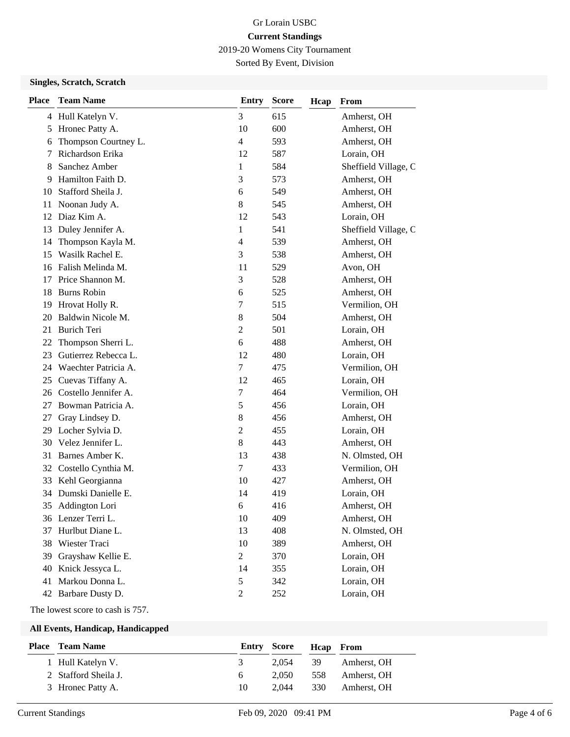Gr Lorain USBC

**Current Standings**

2019-20 Womens City Tournament

Sorted By Event, Division

### Singles, Scratch, Scratch

| Place | Team Name | Entry | Score | Hcap | From |
|---|---|---|---|---|---|
| 4 | Hull Katelyn V. | 3 | 615 | | Amherst, OH |
| 5 | Hronec Patty A. | 10 | 600 | | Amherst, OH |
| 6 | Thompson Courtney L. | 4 | 593 | | Amherst, OH |
| 7 | Richardson Erika | 12 | 587 | | Lorain, OH |
| 8 | Sanchez Amber | 1 | 584 | | Sheffield Village, C |
| 9 | Hamilton Faith D. | 3 | 573 | | Amherst, OH |
| 10 | Stafford Sheila J. | 6 | 549 | | Amherst, OH |
| 11 | Noonan Judy A. | 8 | 545 | | Amherst, OH |
| 12 | Diaz Kim A. | 12 | 543 | | Lorain, OH |
| 13 | Duley Jennifer A. | 1 | 541 | | Sheffield Village, C |
| 14 | Thompson Kayla M. | 4 | 539 | | Amherst, OH |
| 15 | Wasilk Rachel E. | 3 | 538 | | Amherst, OH |
| 16 | Falish Melinda M. | 11 | 529 | | Avon, OH |
| 17 | Price Shannon M. | 3 | 528 | | Amherst, OH |
| 18 | Burns Robin | 6 | 525 | | Amherst, OH |
| 19 | Hrovat Holly R. | 7 | 515 | | Vermilion, OH |
| 20 | Baldwin Nicole M. | 8 | 504 | | Amherst, OH |
| 21 | Burich Teri | 2 | 501 | | Lorain, OH |
| 22 | Thompson Sherri L. | 6 | 488 | | Amherst, OH |
| 23 | Gutierrez Rebecca L. | 12 | 480 | | Lorain, OH |
| 24 | Waechter Patricia A. | 7 | 475 | | Vermilion, OH |
| 25 | Cuevas Tiffany A. | 12 | 465 | | Lorain, OH |
| 26 | Costello Jennifer A. | 7 | 464 | | Vermilion, OH |
| 27 | Bowman Patricia A. | 5 | 456 | | Lorain, OH |
| 27 | Gray Lindsey D. | 8 | 456 | | Amherst, OH |
| 29 | Locher Sylvia D. | 2 | 455 | | Lorain, OH |
| 30 | Velez Jennifer L. | 8 | 443 | | Amherst, OH |
| 31 | Barnes Amber K. | 13 | 438 | | N. Olmsted, OH |
| 32 | Costello Cynthia M. | 7 | 433 | | Vermilion, OH |
| 33 | Kehl Georgianna | 10 | 427 | | Amherst, OH |
| 34 | Dumski Danielle E. | 14 | 419 | | Lorain, OH |
| 35 | Addington Lori | 6 | 416 | | Amherst, OH |
| 36 | Lenzer Terri L. | 10 | 409 | | Amherst, OH |
| 37 | Hurlbut Diane L. | 13 | 408 | | N. Olmsted, OH |
| 38 | Wiester Traci | 10 | 389 | | Amherst, OH |
| 39 | Grayshaw Kellie E. | 2 | 370 | | Lorain, OH |
| 40 | Knick Jessyca L. | 14 | 355 | | Lorain, OH |
| 41 | Markou Donna L. | 5 | 342 | | Lorain, OH |
| 42 | Barbare Dusty D. | 2 | 252 | | Lorain, OH |

The lowest score to cash is 757.

### All Events, Handicap, Handicapped

| Place | Team Name | Entry | Score | Hcap | From |
|---|---|---|---|---|---|
| 1 | Hull Katelyn V. | 3 | 2,054 | 39 | Amherst, OH |
| 2 | Stafford Sheila J. | 6 | 2,050 | 558 | Amherst, OH |
| 3 | Hronec Patty A. | 10 | 2,044 | 330 | Amherst, OH |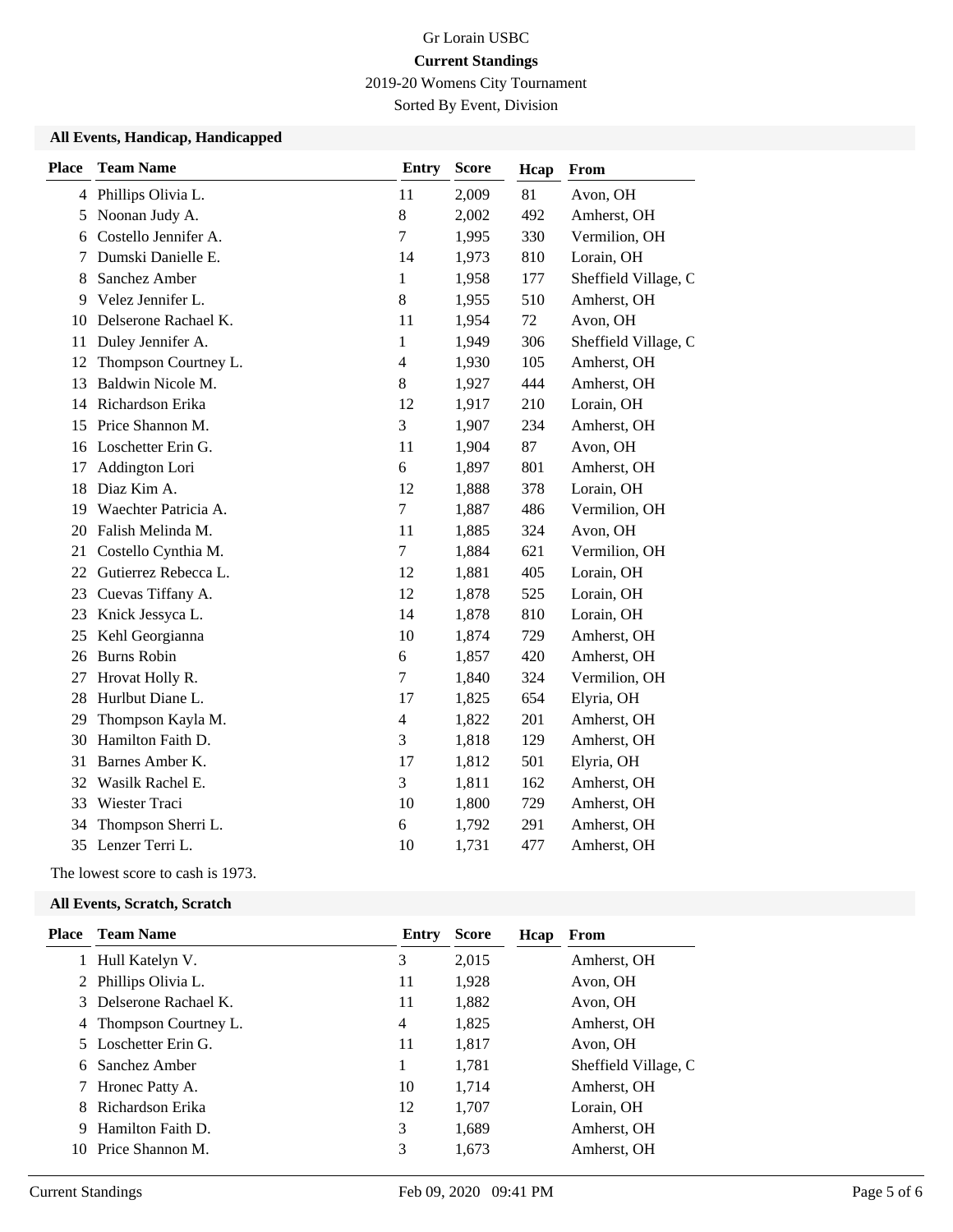Gr Lorain USBC

**Current Standings**

2019-20 Womens City Tournament

Sorted By Event, Division

### All Events, Handicap, Handicapped

| Place | Team Name | Entry | Score | Hcap | From |
|---|---|---|---|---|---|
| 4 | Phillips Olivia L. | 11 | 2,009 | 81 | Avon, OH |
| 5 | Noonan Judy A. | 8 | 2,002 | 492 | Amherst, OH |
| 6 | Costello Jennifer A. | 7 | 1,995 | 330 | Vermilion, OH |
| 7 | Dumski Danielle E. | 14 | 1,973 | 810 | Lorain, OH |
| 8 | Sanchez Amber | 1 | 1,958 | 177 | Sheffield Village, C |
| 9 | Velez Jennifer L. | 8 | 1,955 | 510 | Amherst, OH |
| 10 | Delserone Rachael K. | 11 | 1,954 | 72 | Avon, OH |
| 11 | Duley Jennifer A. | 1 | 1,949 | 306 | Sheffield Village, C |
| 12 | Thompson Courtney L. | 4 | 1,930 | 105 | Amherst, OH |
| 13 | Baldwin Nicole M. | 8 | 1,927 | 444 | Amherst, OH |
| 14 | Richardson Erika | 12 | 1,917 | 210 | Lorain, OH |
| 15 | Price Shannon M. | 3 | 1,907 | 234 | Amherst, OH |
| 16 | Loschetter Erin G. | 11 | 1,904 | 87 | Avon, OH |
| 17 | Addington Lori | 6 | 1,897 | 801 | Amherst, OH |
| 18 | Diaz Kim A. | 12 | 1,888 | 378 | Lorain, OH |
| 19 | Waechter Patricia A. | 7 | 1,887 | 486 | Vermilion, OH |
| 20 | Falish Melinda M. | 11 | 1,885 | 324 | Avon, OH |
| 21 | Costello Cynthia M. | 7 | 1,884 | 621 | Vermilion, OH |
| 22 | Gutierrez Rebecca L. | 12 | 1,881 | 405 | Lorain, OH |
| 23 | Cuevas Tiffany A. | 12 | 1,878 | 525 | Lorain, OH |
| 23 | Knick Jessyca L. | 14 | 1,878 | 810 | Lorain, OH |
| 25 | Kehl Georgianna | 10 | 1,874 | 729 | Amherst, OH |
| 26 | Burns Robin | 6 | 1,857 | 420 | Amherst, OH |
| 27 | Hrovat Holly R. | 7 | 1,840 | 324 | Vermilion, OH |
| 28 | Hurlbut Diane L. | 17 | 1,825 | 654 | Elyria, OH |
| 29 | Thompson Kayla M. | 4 | 1,822 | 201 | Amherst, OH |
| 30 | Hamilton Faith D. | 3 | 1,818 | 129 | Amherst, OH |
| 31 | Barnes Amber K. | 17 | 1,812 | 501 | Elyria, OH |
| 32 | Wasilk Rachel E. | 3 | 1,811 | 162 | Amherst, OH |
| 33 | Wiester Traci | 10 | 1,800 | 729 | Amherst, OH |
| 34 | Thompson Sherri L. | 6 | 1,792 | 291 | Amherst, OH |
| 35 | Lenzer Terri L. | 10 | 1,731 | 477 | Amherst, OH |

The lowest score to cash is 1973.

### All Events, Scratch, Scratch

| Place | Team Name | Entry | Score | Hcap | From |
|---|---|---|---|---|---|
| 1 | Hull Katelyn V. | 3 | 2,015 | | Amherst, OH |
| 2 | Phillips Olivia L. | 11 | 1,928 | | Avon, OH |
| 3 | Delserone Rachael K. | 11 | 1,882 | | Avon, OH |
| 4 | Thompson Courtney L. | 4 | 1,825 | | Amherst, OH |
| 5 | Loschetter Erin G. | 11 | 1,817 | | Avon, OH |
| 6 | Sanchez Amber | 1 | 1,781 | | Sheffield Village, C |
| 7 | Hronec Patty A. | 10 | 1,714 | | Amherst, OH |
| 8 | Richardson Erika | 12 | 1,707 | | Lorain, OH |
| 9 | Hamilton Faith D. | 3 | 1,689 | | Amherst, OH |
| 10 | Price Shannon M. | 3 | 1,673 | | Amherst, OH |

Current Standings Feb 09, 2020 09:41 PM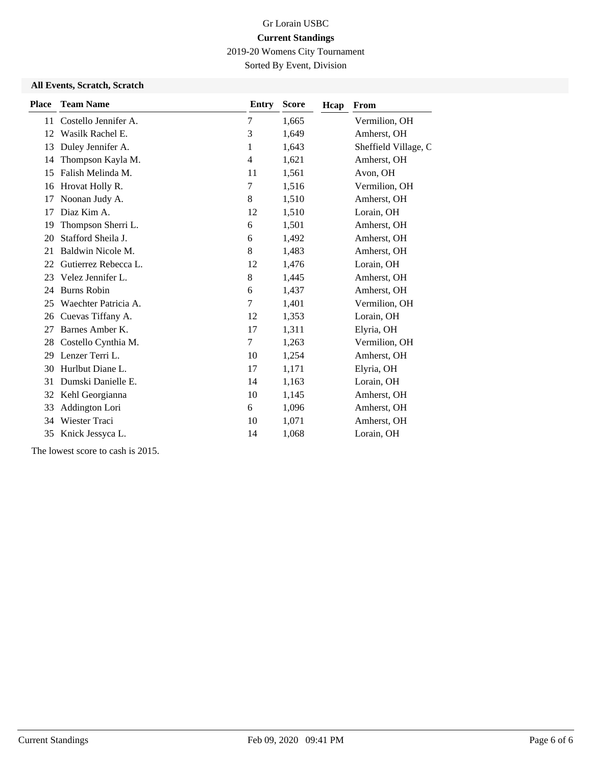Gr Lorain USBC

**Current Standings**

2019-20 Womens City Tournament

Sorted By Event, Division

**All Events, Scratch, Scratch**

| Place | Team Name | Entry | Score | Hcap | From |
|---|---|---|---|---|---|
| 11 | Costello Jennifer A. | 7 | 1,665 | | Vermilion, OH |
| 12 | Wasilk Rachel E. | 3 | 1,649 | | Amherst, OH |
| 13 | Duley Jennifer A. | 1 | 1,643 | | Sheffield Village, C |
| 14 | Thompson Kayla M. | 4 | 1,621 | | Amherst, OH |
| 15 | Falish Melinda M. | 11 | 1,561 | | Avon, OH |
| 16 | Hrovat Holly R. | 7 | 1,516 | | Vermilion, OH |
| 17 | Noonan Judy A. | 8 | 1,510 | | Amherst, OH |
| 17 | Diaz Kim A. | 12 | 1,510 | | Lorain, OH |
| 19 | Thompson Sherri L. | 6 | 1,501 | | Amherst, OH |
| 20 | Stafford Sheila J. | 6 | 1,492 | | Amherst, OH |
| 21 | Baldwin Nicole M. | 8 | 1,483 | | Amherst, OH |
| 22 | Gutierrez Rebecca L. | 12 | 1,476 | | Lorain, OH |
| 23 | Velez Jennifer L. | 8 | 1,445 | | Amherst, OH |
| 24 | Burns Robin | 6 | 1,437 | | Amherst, OH |
| 25 | Waechter Patricia A. | 7 | 1,401 | | Vermilion, OH |
| 26 | Cuevas Tiffany A. | 12 | 1,353 | | Lorain, OH |
| 27 | Barnes Amber K. | 17 | 1,311 | | Elyria, OH |
| 28 | Costello Cynthia M. | 7 | 1,263 | | Vermilion, OH |
| 29 | Lenzer Terri L. | 10 | 1,254 | | Amherst, OH |
| 30 | Hurlbut Diane L. | 17 | 1,171 | | Elyria, OH |
| 31 | Dumski Danielle E. | 14 | 1,163 | | Lorain, OH |
| 32 | Kehl Georgianna | 10 | 1,145 | | Amherst, OH |
| 33 | Addington Lori | 6 | 1,096 | | Amherst, OH |
| 34 | Wiester Traci | 10 | 1,071 | | Amherst, OH |
| 35 | Knick Jessyca L. | 14 | 1,068 | | Lorain, OH |

The lowest score to cash is 2015.